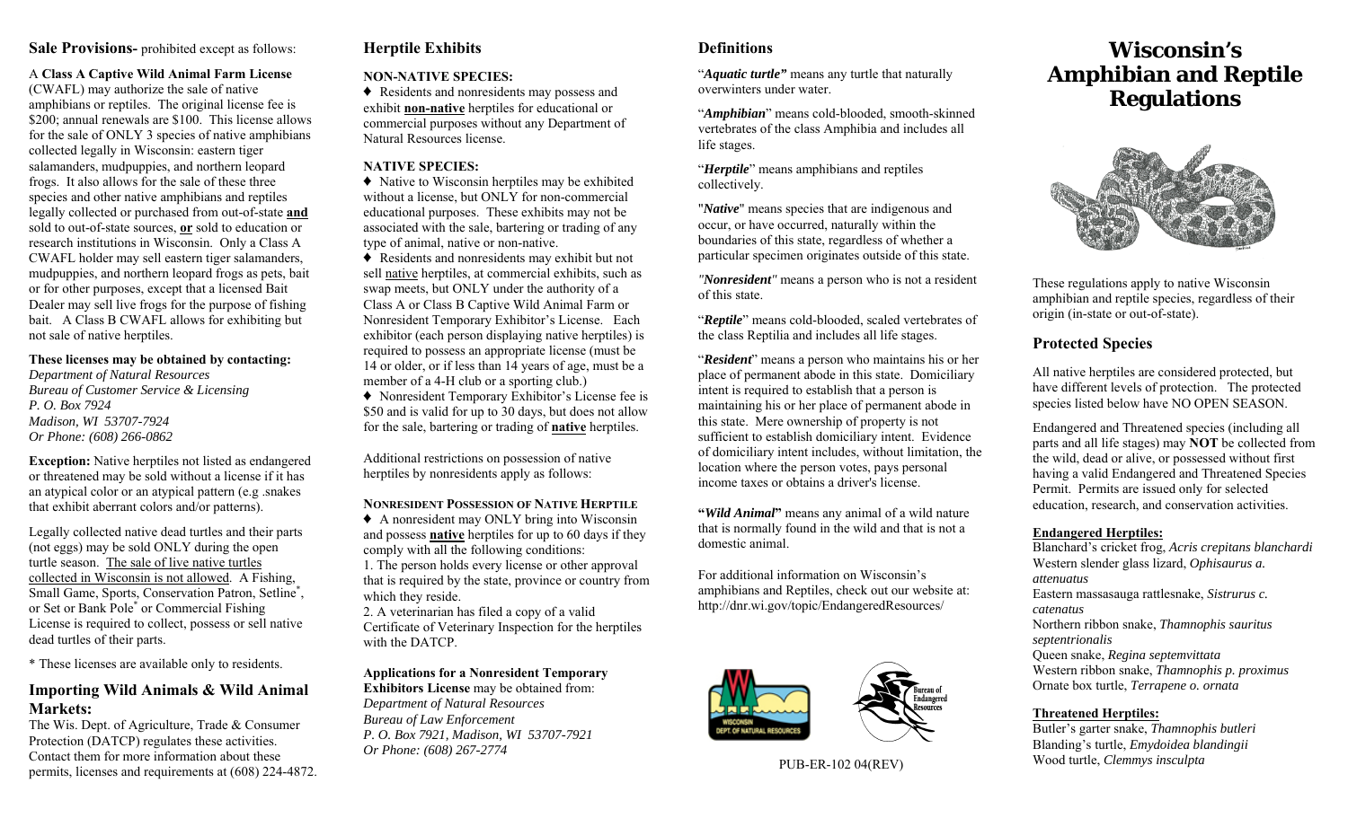**Sale Provisions-** prohibited except as follows:

A **Class A Captive Wild Animal Farm License** (CWAFL) may authorize the sale of native amphibians or reptiles. The original license fee is $200; annual renewals are $100. This license allows for the sale of ONLY 3 species of native amphibians collected legally in Wisconsin: eastern tiger salamanders, mudpuppies, and northern leopard frogs. It also allows for the sale of these three species and other native amphibians and reptiles legally collected or purchased from out-of-state **and** sold to out-of-state sources, **or** sold to education or research institutions in Wisconsin. Only a Class A CWAFL holder may sell eastern tiger salamanders, mudpuppies, and northern leopard frogs as pets, bait or for other purposes, except that a licensed Bait Dealer may sell live frogs for the purpose of fishing bait. A Class B CWAFL allows for exhibiting but not sale of native herptiles.

**These licenses may be obtained by contacting:**

*Department of Natural Resources*
*Bureau of Customer Service & Licensing*
*P. O. Box 7924*
*Madison, WI 53707-7924*
*Or Phone: (608) 266-0862*

**Exception:** Native herptiles not listed as endangered or threatened may be sold without a license if it has an atypical color or an atypical pattern (e.g .snakes that exhibit aberrant colors and/or patterns).

Legally collected native dead turtles and their parts (not eggs) may be sold ONLY during the open turtle season. The sale of live native turtles collected in Wisconsin is not allowed. A Fishing, Small Game, Sports, Conservation Patron, Setline*, or Set or Bank Pole* or Commercial Fishing License is required to collect, possess or sell native dead turtles of their parts.

\* These licenses are available only to residents.

## Importing Wild Animals & Wild Animal Markets:

The Wis. Dept. of Agriculture, Trade & Consumer Protection (DATCP) regulates these activities. Contact them for more information about these permits, licenses and requirements at (608) 224-4872.

## Herptile Exhibits

**NON-NATIVE SPECIES:**

♦ Residents and nonresidents may possess and exhibit **non-native** herptiles for educational or commercial purposes without any Department of Natural Resources license.

**NATIVE SPECIES:**

♦ Native to Wisconsin herptiles may be exhibited without a license, but ONLY for non-commercial educational purposes. These exhibits may not be associated with the sale, bartering or trading of any type of animal, native or non-native.

♦ Residents and nonresidents may exhibit but not sell native herptiles, at commercial exhibits, such as swap meets, but ONLY under the authority of a Class A or Class B Captive Wild Animal Farm or Nonresident Temporary Exhibitor's License. Each exhibitor (each person displaying native herptiles) is required to possess an appropriate license (must be 14 or older, or if less than 14 years of age, must be a member of a 4-H club or a sporting club.)

♦ Nonresident Temporary Exhibitor's License fee is $50 and is valid for up to 30 days, but does not allow for the sale, bartering or trading of **native** herptiles.

Additional restrictions on possession of native herptiles by nonresidents apply as follows:

**NONRESIDENT POSSESSION OF NATIVE HERPTILE**

♦ A nonresident may ONLY bring into Wisconsin and possess **native** herptiles for up to 60 days if they comply with all the following conditions:

1. The person holds every license or other approval that is required by the state, province or country from which they reside.
2. A veterinarian has filed a copy of a valid Certificate of Veterinary Inspection for the herptiles with the DATCP.

**Applications for a Nonresident Temporary Exhibitors License** may be obtained from:
*Department of Natural Resources*
*Bureau of Law Enforcement*
*P. O. Box 7921, Madison, WI 53707-7921*
*Or Phone: (608) 267-2774*

## Definitions

"***Aquatic turtle"*** means any turtle that naturally overwinters under water.

"***Amphibian***" means cold-blooded, smooth-skinned vertebrates of the class Amphibia and includes all life stages.

"***Herptile***" means amphibians and reptiles collectively.

"***Native***" means species that are indigenous and occur, or have occurred, naturally within the boundaries of this state, regardless of whether a particular specimen originates outside of this state.

*"**Nonresident**"* means a person who is not a resident of this state.

"***Reptile***" means cold-blooded, scaled vertebrates of the class Reptilia and includes all life stages.

"***Resident***" means a person who maintains his or her place of permanent abode in this state. Domiciliary intent is required to establish that a person is maintaining his or her place of permanent abode in this state. Mere ownership of property is not sufficient to establish domiciliary intent. Evidence of domiciliary intent includes, without limitation, the location where the person votes, pays personal income taxes or obtains a driver's license.

**"*Wild Animal*"** means any animal of a wild nature that is normally found in the wild and that is not a domestic animal.

For additional information on Wisconsin's amphibians and Reptiles, check out our website at: http://dnr.wi.gov/topic/EndangeredResources/

PUB-ER-102 04(REV)

# Wisconsin's Amphibian and Reptile Regulations

These regulations apply to native Wisconsin amphibian and reptile species, regardless of their origin (in-state or out-of-state).

## Protected Species

All native herptiles are considered protected, but have different levels of protection. The protected species listed below have NO OPEN SEASON.

Endangered and Threatened species (including all parts and all life stages) may **NOT** be collected from the wild, dead or alive, or possessed without first having a valid Endangered and Threatened Species Permit. Permits are issued only for selected education, research, and conservation activities.

**Endangered Herptiles:**

Blanchard's cricket frog, *Acris crepitans blanchardi*
Western slender glass lizard, *Ophisaurus a. attenuatus*
Eastern massasauga rattlesnake, *Sistrurus c. catenatus*
Northern ribbon snake, *Thamnophis sauritus septentrionalis*
Queen snake, *Regina septemvittata*
Western ribbon snake, *Thamnophis p. proximus*
Ornate box turtle, *Terrapene o. ornata*

**Threatened Herptiles:**

Butler's garter snake, *Thamnophis butleri*
Blanding's turtle, *Emydoidea blandingii*
Wood turtle, *Clemmys insculpta*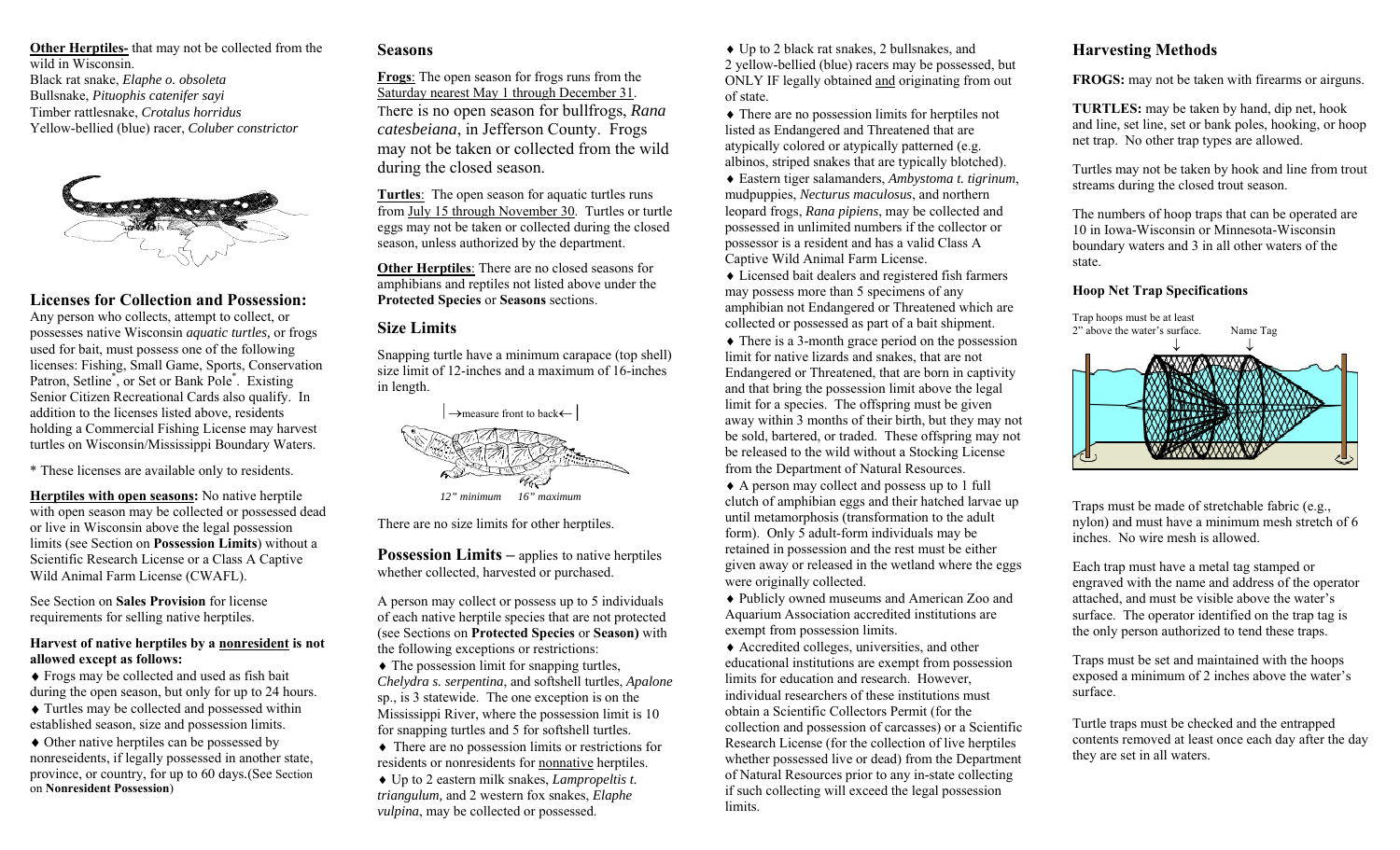**Other Herptiles-** that may not be collected from the wild in Wisconsin.
Black rat snake, *Elaphe o. obsoleta*
Bullsnake, *Pituophis catenifer sayi*
Timber rattlesnake, *Crotalus horridus*
Yellow-bellied (blue) racer, *Coluber constrictor*

## Licenses for Collection and Possession:

Any person who collects, attempt to collect, or possesses native Wisconsin *aquatic turtles,* or frogs used for bait, must possess one of the following licenses: Fishing, Small Game, Sports, Conservation Patron, Setline*, or Set or Bank Pole*. Existing Senior Citizen Recreational Cards also qualify. In addition to the licenses listed above, residents holding a Commercial Fishing License may harvest turtles on Wisconsin/Mississippi Boundary Waters.

\* These licenses are available only to residents.

**Herptiles with open seasons:** No native herptile with open season may be collected or possessed dead or live in Wisconsin above the legal possession limits (see Section on **Possession Limits**) without a Scientific Research License or a Class A Captive Wild Animal Farm License (CWAFL).

See Section on **Sales Provision** for license requirements for selling native herptiles.

**Harvest of native herptiles by a nonresident is not allowed except as follows:**

♦ Frogs may be collected and used as fish bait during the open season, but only for up to 24 hours.
♦ Turtles may be collected and possessed within established season, size and possession limits.
♦ Other native herptiles can be possessed by nonreseidents, if legally possessed in another state, province, or country, for up to 60 days.(See Section on **Nonresident Possession**)

## Seasons

**Frogs**: The open season for frogs runs from the Saturday nearest May 1 through December 31. There is no open season for bullfrogs, *Rana catesbeiana*, in Jefferson County. Frogs may not be taken or collected from the wild during the closed season.

**Turtles**: The open season for aquatic turtles runs from July 15 through November 30. Turtles or turtle eggs may not be taken or collected during the closed season, unless authorized by the department.

**Other Herptiles**: There are no closed seasons for amphibians and reptiles not listed above under the **Protected Species** or **Seasons** sections.

## Size Limits

Snapping turtle have a minimum carapace (top shell) size limit of 12-inches and a maximum of 16-inches in length.

→measure front to back←

*12" minimum 16" maximum*

There are no size limits for other herptiles.

## Possession Limits – applies to native herptiles whether collected, harvested or purchased.

A person may collect or possess up to 5 individuals of each native herptile species that are not protected (see Sections on **Protected Species** or **Season)** with the following exceptions or restrictions:

♦ The possession limit for snapping turtles, *Chelydra s. serpentina*, and softshell turtles, *Apalone* sp., is 3 statewide. The one exception is on the Mississippi River, where the possession limit is 10 for snapping turtles and 5 for softshell turtles.
♦ There are no possession limits or restrictions for residents or nonresidents for nonnative herptiles.
♦ Up to 2 eastern milk snakes, *Lampropeltis t. triangulum,* and 2 western fox snakes, *Elaphe vulpina*, may be collected or possessed.
♦ Up to 2 black rat snakes, 2 bullsnakes, and 2 yellow-bellied (blue) racers may be possessed, but ONLY IF legally obtained and originating from out of state.
♦ There are no possession limits for herptiles not listed as Endangered and Threatened that are atypically colored or atypically patterned (e.g. albinos, striped snakes that are typically blotched).
♦ Eastern tiger salamanders, *Ambystoma t. tigrinum*, mudpuppies, *Necturus maculosus*, and northern leopard frogs, *Rana pipiens*, may be collected and possessed in unlimited numbers if the collector or possessor is a resident and has a valid Class A Captive Wild Animal Farm License.
♦ Licensed bait dealers and registered fish farmers may possess more than 5 specimens of any amphibian not Endangered or Threatened which are collected or possessed as part of a bait shipment.
♦ There is a 3-month grace period on the possession limit for native lizards and snakes, that are not Endangered or Threatened, that are born in captivity and that bring the possession limit above the legal limit for a species. The offspring must be given away within 3 months of their birth, but they may not be sold, bartered, or traded. These offspring may not be released to the wild without a Stocking License from the Department of Natural Resources.
♦ A person may collect and possess up to 1 full clutch of amphibian eggs and their hatched larvae up until metamorphosis (transformation to the adult form). Only 5 adult-form individuals may be retained in possession and the rest must be either given away or released in the wetland where the eggs were originally collected.
♦ Publicly owned museums and American Zoo and Aquarium Association accredited institutions are exempt from possession limits.
♦ Accredited colleges, universities, and other educational institutions are exempt from possession limits for education and research. However, individual researchers of these institutions must obtain a Scientific Collectors Permit (for the collection and possession of carcasses) or a Scientific Research License (for the collection of live herptiles whether possessed live or dead) from the Department of Natural Resources prior to any in-state collecting if such collecting will exceed the legal possession limits.

## Harvesting Methods

**FROGS:** may not be taken with firearms or airguns.

**TURTLES:** may be taken by hand, dip net, hook and line, set line, set or bank poles, hooking, or hoop net trap. No other trap types are allowed.

Turtles may not be taken by hook and line from trout streams during the closed trout season.

The numbers of hoop traps that can be operated are 10 in Iowa-Wisconsin or Minnesota-Wisconsin boundary waters and 3 in all other waters of the state.

### Hoop Net Trap Specifications

Trap hoops must be at least 2" above the water's surface.
Name Tag

Traps must be made of stretchable fabric (e.g., nylon) and must have a minimum mesh stretch of 6 inches. No wire mesh is allowed.

Each trap must have a metal tag stamped or engraved with the name and address of the operator attached, and must be visible above the water's surface. The operator identified on the trap tag is the only person authorized to tend these traps.

Traps must be set and maintained with the hoops exposed a minimum of 2 inches above the water's surface.

Turtle traps must be checked and the entrapped contents removed at least once each day after the day they are set in all waters.